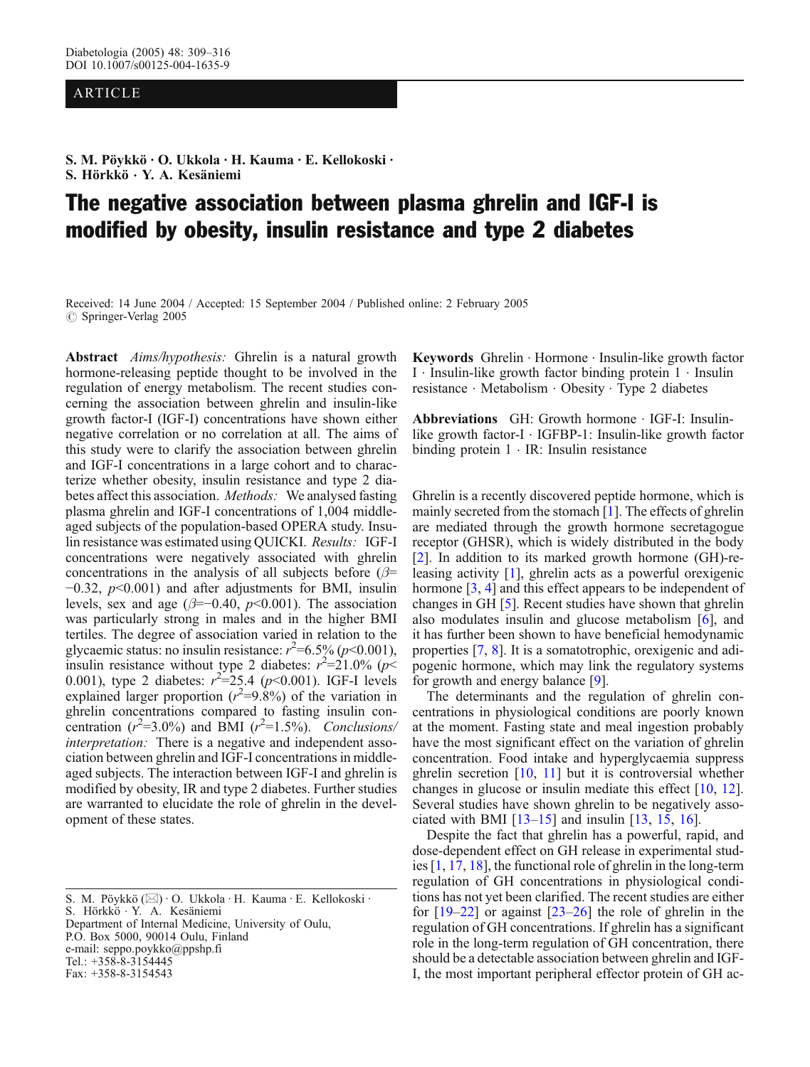ARTICLE

**S. M. Pöykkö · O. Ukkola · H. Kauma · E. Kellokoski · S. Hörkkö · Y. A. Kesäniemi**

# The negative association between plasma ghrelin and IGF-I is modified by obesity, insulin resistance and type 2 diabetes

Received: 14 June 2004 / Accepted: 15 September 2004 / Published online: 2 February 2005
© Springer-Verlag 2005

**Abstract** *Aims/hypothesis:* Ghrelin is a natural growth hormone-releasing peptide thought to be involved in the regulation of energy metabolism. The recent studies concerning the association between ghrelin and insulin-like growth factor-I (IGF-I) concentrations have shown either negative correlation or no correlation at all. The aims of this study were to clarify the association between ghrelin and IGF-I concentrations in a large cohort and to characterize whether obesity, insulin resistance and type 2 diabetes affect this association. *Methods:* We analysed fasting plasma ghrelin and IGF-I concentrations of 1,004 middle-aged subjects of the population-based OPERA study. Insulin resistance was estimated using QUICKI. *Results:* IGF-I concentrations were negatively associated with ghrelin concentrations in the analysis of all subjects before ($\beta$=−0.32, $p$<0.001) and after adjustments for BMI, insulin levels, sex and age ($\beta$=−0.40, $p$<0.001). The association was particularly strong in males and in the higher BMI tertiles. The degree of association varied in relation to the glycaemic status: no insulin resistance: $r^2$=6.5% ($p$<0.001), insulin resistance without type 2 diabetes: $r^2$=21.0% ($p$< 0.001), type 2 diabetes: $r^2$=25.4 ($p$<0.001). IGF-I levels explained larger proportion ($r^2$=9.8%) of the variation in ghrelin concentrations compared to fasting insulin concentration ($r^2$=3.0%) and BMI ($r^2$=1.5%). *Conclusions/interpretation:* There is a negative and independent association between ghrelin and IGF-I concentrations in middle-aged subjects. The interaction between IGF-I and ghrelin is modified by obesity, IR and type 2 diabetes. Further studies are warranted to elucidate the role of ghrelin in the development of these states.

**Keywords** Ghrelin · Hormone · Insulin-like growth factor I · Insulin-like growth factor binding protein 1 · Insulin resistance · Metabolism · Obesity · Type 2 diabetes

**Abbreviations** GH: Growth hormone · IGF-I: Insulin-like growth factor-I · IGFBP-1: Insulin-like growth factor binding protein 1 · IR: Insulin resistance

Ghrelin is a recently discovered peptide hormone, which is mainly secreted from the stomach [1]. The effects of ghrelin are mediated through the growth hormone secretagogue receptor (GHSR), which is widely distributed in the body [2]. In addition to its marked growth hormone (GH)-releasing activity [1], ghrelin acts as a powerful orexigenic hormone [3, 4] and this effect appears to be independent of changes in GH [5]. Recent studies have shown that ghrelin also modulates insulin and glucose metabolism [6], and it has further been shown to have beneficial hemodynamic properties [7, 8]. It is a somatotrophic, orexigenic and adipogenic hormone, which may link the regulatory systems for growth and energy balance [9].

The determinants and the regulation of ghrelin concentrations in physiological conditions are poorly known at the moment. Fasting state and meal ingestion probably have the most significant effect on the variation of ghrelin concentration. Food intake and hyperglycaemia suppress ghrelin secretion [10, 11] but it is controversial whether changes in glucose or insulin mediate this effect [10, 12]. Several studies have shown ghrelin to be negatively associated with BMI [13–15] and insulin [13, 15, 16].

Despite the fact that ghrelin has a powerful, rapid, and dose-dependent effect on GH release in experimental studies [1, 17, 18], the functional role of ghrelin in the long-term regulation of GH concentrations in physiological conditions has not yet been clarified. The recent studies are either for [19–22] or against [23–26] the role of ghrelin in the regulation of GH concentrations. If ghrelin has a significant role in the long-term regulation of GH concentration, there should be a detectable association between ghrelin and IGF-I, the most important peripheral effector protein of GH ac-

S. M. Pöykkö (✉) · O. Ukkola · H. Kauma · E. Kellokoski · S. Hörkkö · Y. A. Kesäniemi
Department of Internal Medicine, University of Oulu, P.O. Box 5000, 90014 Oulu, Finland
e-mail: seppo.poykko@ppshp.fi
Tel.: +358-8-3154445
Fax: +358-8-3154543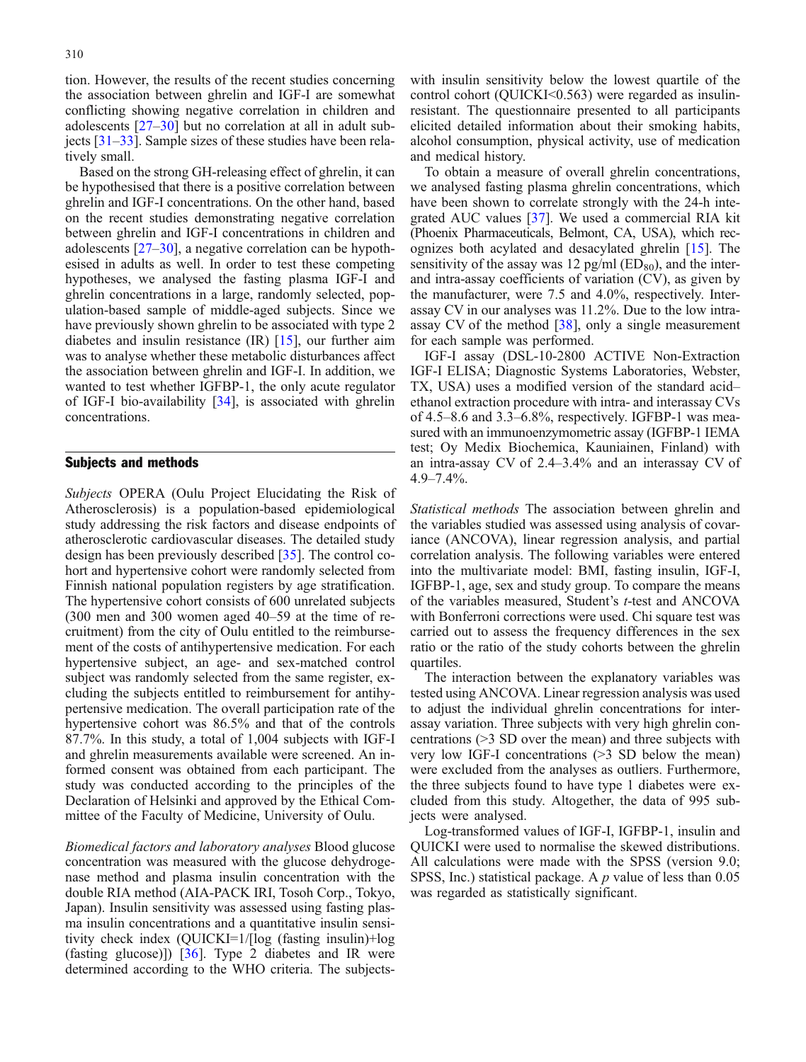tion. However, the results of the recent studies concerning the association between ghrelin and IGF-I are somewhat conflicting showing negative correlation in children and adolescents [27–30] but no correlation at all in adult subjects [31–33]. Sample sizes of these studies have been relatively small.

Based on the strong GH-releasing effect of ghrelin, it can be hypothesised that there is a positive correlation between ghrelin and IGF-I concentrations. On the other hand, based on the recent studies demonstrating negative correlation between ghrelin and IGF-I concentrations in children and adolescents [27–30], a negative correlation can be hypothesised in adults as well. In order to test these competing hypotheses, we analysed the fasting plasma IGF-I and ghrelin concentrations in a large, randomly selected, population-based sample of middle-aged subjects. Since we have previously shown ghrelin to be associated with type 2 diabetes and insulin resistance (IR) [15], our further aim was to analyse whether these metabolic disturbances affect the association between ghrelin and IGF-I. In addition, we wanted to test whether IGFBP-1, the only acute regulator of IGF-I bio-availability [34], is associated with ghrelin concentrations.

## Subjects and methods

*Subjects* OPERA (Oulu Project Elucidating the Risk of Atherosclerosis) is a population-based epidemiological study addressing the risk factors and disease endpoints of atherosclerotic cardiovascular diseases. The detailed study design has been previously described [35]. The control cohort and hypertensive cohort were randomly selected from Finnish national population registers by age stratification. The hypertensive cohort consists of 600 unrelated subjects (300 men and 300 women aged 40–59 at the time of recruitment) from the city of Oulu entitled to the reimbursement of the costs of antihypertensive medication. For each hypertensive subject, an age- and sex-matched control subject was randomly selected from the same register, excluding the subjects entitled to reimbursement for antihypertensive medication. The overall participation rate of the hypertensive cohort was 86.5% and that of the controls 87.7%. In this study, a total of 1,004 subjects with IGF-I and ghrelin measurements available were screened. An informed consent was obtained from each participant. The study was conducted according to the principles of the Declaration of Helsinki and approved by the Ethical Committee of the Faculty of Medicine, University of Oulu.

*Biomedical factors and laboratory analyses* Blood glucose concentration was measured with the glucose dehydrogenase method and plasma insulin concentration with the double RIA method (AIA-PACK IRI, Tosoh Corp., Tokyo, Japan). Insulin sensitivity was assessed using fasting plasma insulin concentrations and a quantitative insulin sensitivity check index (QUICKI=1/[log (fasting insulin)+log (fasting glucose)]) [36]. Type 2 diabetes and IR were determined according to the WHO criteria. The subjects with insulin sensitivity below the lowest quartile of the control cohort (QUICKI<0.563) were regarded as insulin-resistant. The questionnaire presented to all participants elicited detailed information about their smoking habits, alcohol consumption, physical activity, use of medication and medical history.

To obtain a measure of overall ghrelin concentrations, we analysed fasting plasma ghrelin concentrations, which have been shown to correlate strongly with the 24-h integrated AUC values [37]. We used a commercial RIA kit (Phoenix Pharmaceuticals, Belmont, CA, USA), which recognizes both acylated and desacylated ghrelin [15]. The sensitivity of the assay was 12 pg/ml ($ED_{80}$), and the inter- and intra-assay coefficients of variation (CV), as given by the manufacturer, were 7.5 and 4.0%, respectively. Interassay CV in our analyses was 11.2%. Due to the low intra-assay CV of the method [38], only a single measurement for each sample was performed.

IGF-I assay (DSL-10-2800 ACTIVE Non-Extraction IGF-I ELISA; Diagnostic Systems Laboratories, Webster, TX, USA) uses a modified version of the standard acid–ethanol extraction procedure with intra- and interassay CVs of 4.5–8.6 and 3.3–6.8%, respectively. IGFBP-1 was measured with an immunoenzymometric assay (IGFBP-1 IEMA test; Oy Medix Biochemica, Kauniainen, Finland) with an intra-assay CV of 2.4–3.4% and an interassay CV of 4.9–7.4%.

*Statistical methods* The association between ghrelin and the variables studied was assessed using analysis of covariance (ANCOVA), linear regression analysis, and partial correlation analysis. The following variables were entered into the multivariate model: BMI, fasting insulin, IGF-I, IGFBP-1, age, sex and study group. To compare the means of the variables measured, Student's *t*-test and ANCOVA with Bonferroni corrections were used. Chi square test was carried out to assess the frequency differences in the sex ratio or the ratio of the study cohorts between the ghrelin quartiles.

The interaction between the explanatory variables was tested using ANCOVA. Linear regression analysis was used to adjust the individual ghrelin concentrations for interassay variation. Three subjects with very high ghrelin concentrations (>3 SD over the mean) and three subjects with very low IGF-I concentrations (>3 SD below the mean) were excluded from the analyses as outliers. Furthermore, the three subjects found to have type 1 diabetes were excluded from this study. Altogether, the data of 995 subjects were analysed.

Log-transformed values of IGF-I, IGFBP-1, insulin and QUICKI were used to normalise the skewed distributions. All calculations were made with the SPSS (version 9.0; SPSS, Inc.) statistical package. A *p* value of less than 0.05 was regarded as statistically significant.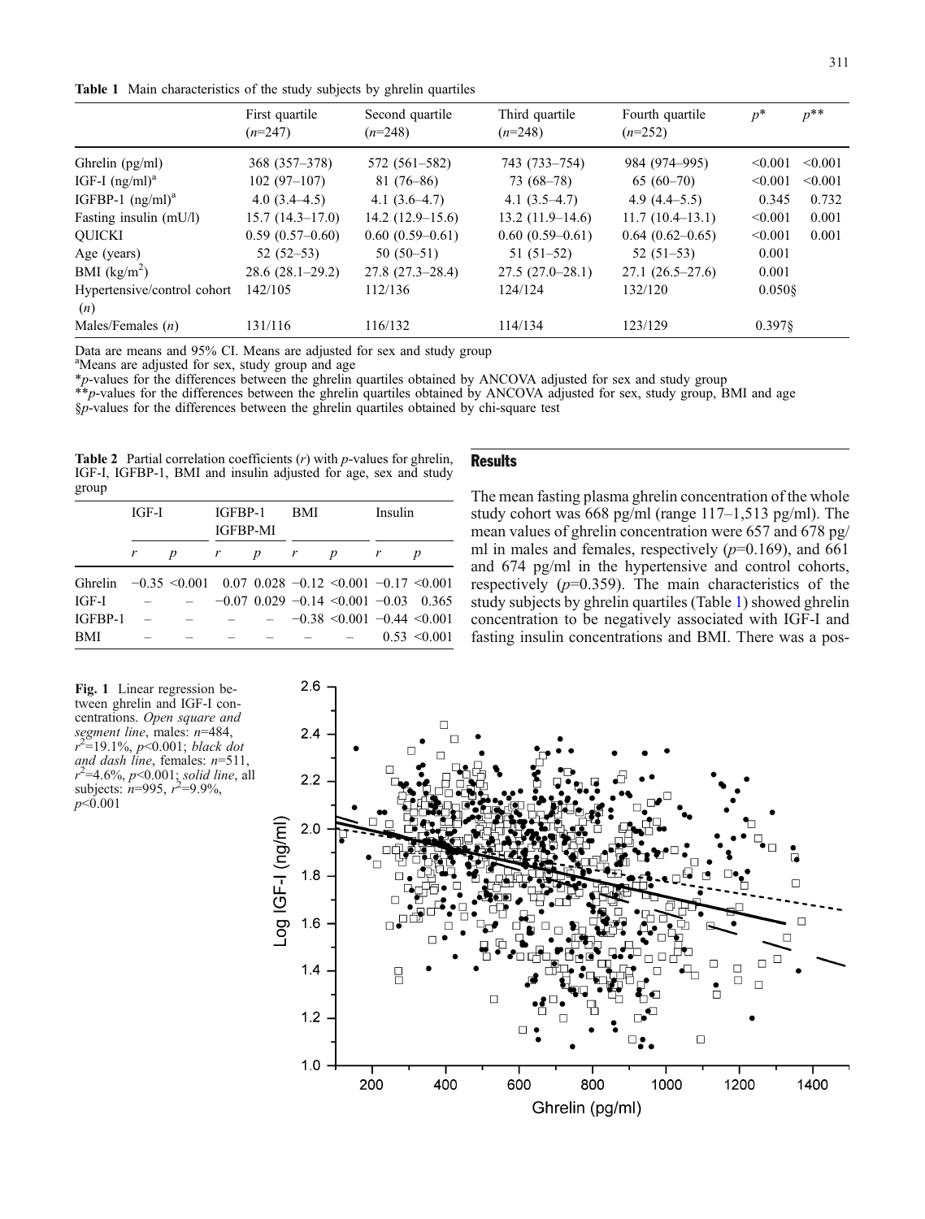**Table 1** Main characteristics of the study subjects by ghrelin quartiles

| | First quartile ($n$=247) | Second quartile ($n$=248) | Third quartile ($n$=248) | Fourth quartile ($n$=252) | $p$* | $p$** |
|---|---|---|---|---|---|---|
| Ghrelin (pg/ml) | 368 (357–378) | 572 (561–582) | 743 (733–754) | 984 (974–995) | <0.001 | <0.001 |
| IGF-I (ng/ml)[a] | 102 (97–107) | 81 (76–86) | 73 (68–78) | 65 (60–70) | <0.001 | <0.001 |
| IGFBP-1 (ng/ml)[a] | 4.0 (3.4–4.5) | 4.1 (3.6–4.7) | 4.1 (3.5–4.7) | 4.9 (4.4–5.5) | 0.345 | 0.732 |
| Fasting insulin (mU/l) | 15.7 (14.3–17.0) | 14.2 (12.9–15.6) | 13.2 (11.9–14.6) | 11.7 (10.4–13.1) | <0.001 | 0.001 |
| QUICKI | 0.59 (0.57–0.60) | 0.60 (0.59–0.61) | 0.60 (0.59–0.61) | 0.64 (0.62–0.65) | <0.001 | 0.001 |
| Age (years) | 52 (52–53) | 50 (50–51) | 51 (51–52) | 52 (51–53) | 0.001 | |
| BMI (kg/m$^2$) | 28.6 (28.1–29.2) | 27.8 (27.3–28.4) | 27.5 (27.0–28.1) | 27.1 (26.5–27.6) | 0.001 | |
| Hypertensive/control cohort ($n$) | 142/105 | 112/136 | 124/124 | 132/120 | 0.050§ | |
| Males/Females ($n$) | 131/116 | 116/132 | 114/134 | 123/129 | 0.397§ | |

Data are means and 95% CI. Means are adjusted for sex and study group

[a]Means are adjusted for sex, study group and age

*$p$-values for the differences between the ghrelin quartiles obtained by ANCOVA adjusted for sex and study group

**$p$-values for the differences between the ghrelin quartiles obtained by ANCOVA adjusted for sex, study group, BMI and age

§$p$-values for the differences between the ghrelin quartiles obtained by chi-square test

**Table 2** Partial correlation coefficients ($r$) with $p$-values for ghrelin, IGF-I, IGFBP-1, BMI and insulin adjusted for age, sex and study group

| | IGF-I | | IGFBP-1 IGFBP-MI | | BMI | | Insulin | |
|---|---|---|---|---|---|---|---|---|
| | $r$ | $p$ | $r$ | $p$ | $r$ | $p$ | $r$ | $p$ |
| Ghrelin | −0.35 | <0.001 | 0.07 | 0.028 | −0.12 | <0.001 | −0.17 | <0.001 |
| IGF-I | – | – | −0.07 | 0.029 | −0.14 | <0.001 | −0.03 | 0.365 |
| IGFBP-1 | – | – | – | – | −0.38 | <0.001 | −0.44 | <0.001 |
| BMI | – | – | – | – | – | – | 0.53 | <0.001 |

## Results

The mean fasting plasma ghrelin concentration of the whole study cohort was 668 pg/ml (range 117–1,513 pg/ml). The mean values of ghrelin concentration were 657 and 678 pg/ml in males and females, respectively ($p$=0.169), and 661 and 674 pg/ml in the hypertensive and control cohorts, respectively ($p$=0.359). The main characteristics of the study subjects by ghrelin quartiles (Table 1) showed ghrelin concentration to be negatively associated with IGF-I and fasting insulin concentrations and BMI. There was a pos-

**Fig. 1** Linear regression between ghrelin and IGF-I concentrations. *Open square and segment line*, males: $n$=484, $r^2$=19.1%, $p$<0.001; *black dot and dash line*, females: $n$=511, $r^2$=4.6%, $p$<0.001; *solid line*, all subjects: $n$=995, $r^2$=9.9%, $p$<0.001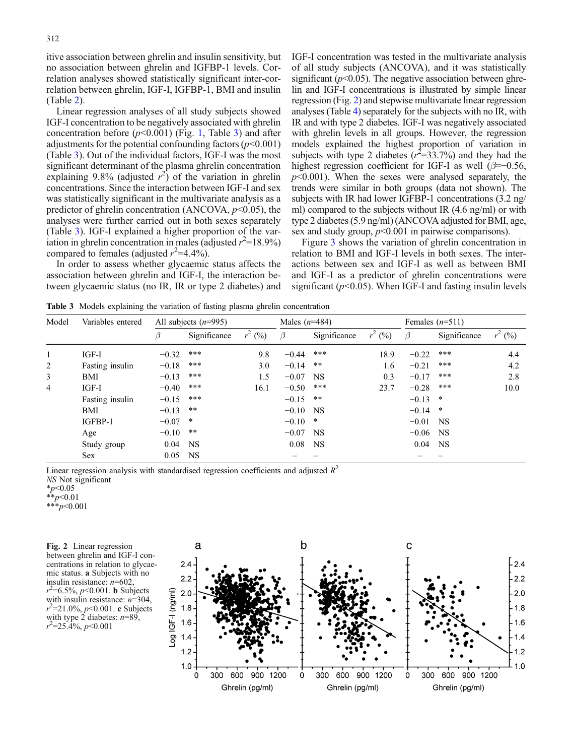itive association between ghrelin and insulin sensitivity, but no association between ghrelin and IGFBP-1 levels. Correlation analyses showed statistically significant inter-correlation between ghrelin, IGF-I, IGFBP-1, BMI and insulin (Table 2).

Linear regression analyses of all study subjects showed IGF-I concentration to be negatively associated with ghrelin concentration before ($p<0.001$) (Fig. 1, Table 3) and after adjustments for the potential confounding factors ($p<0.001$) (Table 3). Out of the individual factors, IGF-I was the most significant determinant of the plasma ghrelin concentration explaining 9.8% (adjusted $r^2$) of the variation in ghrelin concentrations. Since the interaction between IGF-I and sex was statistically significant in the multivariate analysis as a predictor of ghrelin concentration (ANCOVA, $p<0.05$), the analyses were further carried out in both sexes separately (Table 3). IGF-I explained a higher proportion of the variation in ghrelin concentration in males (adjusted $r^2$=18.9%) compared to females (adjusted $r^2$=4.4%).

In order to assess whether glycaemic status affects the association between ghrelin and IGF-I, the interaction between glycaemic status (no IR, IR or type 2 diabetes) and IGF-I concentration was tested in the multivariate analysis of all study subjects (ANCOVA), and it was statistically significant ($p<0.05$). The negative association between ghrelin and IGF-I concentrations is illustrated by simple linear regression (Fig. 2) and stepwise multivariate linear regression analyses (Table 4) separately for the subjects with no IR, with IR and with type 2 diabetes. IGF-I was negatively associated with ghrelin levels in all groups. However, the regression models explained the highest proportion of variation in subjects with type 2 diabetes ($r^2$=33.7%) and they had the highest regression coefficient for IGF-I as well ($\beta$=−0.56, $p<0.001$). When the sexes were analysed separately, the trends were similar in both groups (data not shown). The subjects with IR had lower IGFBP-1 concentrations (3.2 ng/ml) compared to the subjects without IR (4.6 ng/ml) or with type 2 diabetes (5.9 ng/ml) (ANCOVA adjusted for BMI, age, sex and study group, $p<0.001$ in pairwise comparisons).

Figure 3 shows the variation of ghrelin concentration in relation to BMI and IGF-I levels in both sexes. The interactions between sex and IGF-I as well as between BMI and IGF-I as a predictor of ghrelin concentrations were significant ($p<0.05$). When IGF-I and fasting insulin levels

**Table 3** Models explaining the variation of fasting plasma ghrelin concentration

| Model | Variables entered | All subjects ($n$=995) | | | Males ($n$=484) | | | Females ($n$=511) | | |
|---|---|---|---|---|---|---|---|---|---|---|
| | | $\beta$ | Significance | $r^2$ (%) | $\beta$ | Significance | $r^2$ (%) | $\beta$ | Significance | $r^2$ (%) |
| 1 | IGF-I | −0.32 | *** | 9.8 | −0.44 | *** | 18.9 | −0.22 | *** | 4.4 |
| 2 | Fasting insulin | −0.18 | *** | 3.0 | −0.14 | ** | 1.6 | −0.21 | *** | 4.2 |
| 3 | BMI | −0.13 | *** | 1.5 | −0.07 | NS | 0.3 | −0.17 | *** | 2.8 |
| 4 | IGF-I | −0.40 | *** | 16.1 | −0.50 | *** | 23.7 | −0.28 | *** | 10.0 |
| | Fasting insulin | −0.15 | *** | | −0.15 | ** | | −0.13 | * | |
| | BMI | −0.13 | ** | | −0.10 | NS | | −0.14 | * | |
| | IGFBP-1 | −0.07 | * | | −0.10 | * | | −0.01 | NS | |
| | Age | −0.10 | ** | | −0.07 | NS | | −0.06 | NS | |
| | Study group | 0.04 | NS | | 0.08 | NS | | 0.04 | NS | |
| | Sex | 0.05 | NS | | – | – | | – | – | |

Linear regression analysis with standardised regression coefficients and adjusted $R^2$

*NS* Not significant

*$p<0.05$

**$p<0.01$

***$p<0.001$

**Fig. 2** Linear regression between ghrelin and IGF-I concentrations in relation to glycaemic status. **a** Subjects with no insulin resistance: $n$=602, $r^2$=6.5%, $p<0.001$. **b** Subjects with insulin resistance: $n$=304, $r^2$=21.0%, $p<0.001$. **c** Subjects with type 2 diabetes: $n$=89, $r^2$=25.4%, $p<0.001$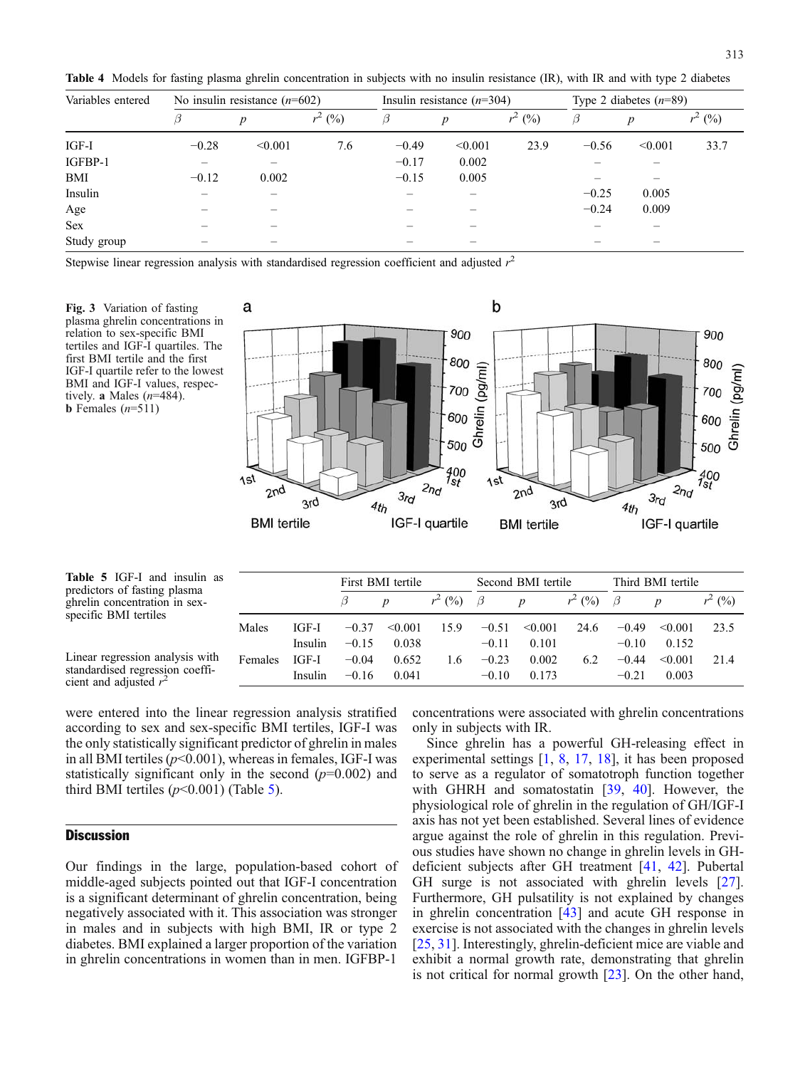**Table 4** Models for fasting plasma ghrelin concentration in subjects with no insulin resistance (IR), with IR and with type 2 diabetes

| Variables entered | No insulin resistance ($n$=602) | | | Insulin resistance ($n$=304) | | | Type 2 diabetes ($n$=89) | | |
|---|---|---|---|---|---|---|---|---|---|
| | $\beta$ | $p$ | $r^2$ (%) | $\beta$ | $p$ | $r^2$ (%) | $\beta$ | $p$ | $r^2$ (%) |
| IGF-I | −0.28 | <0.001 | 7.6 | −0.49 | <0.001 | 23.9 | −0.56 | <0.001 | 33.7 |
| IGFBP-1 | – | – | | −0.17 | 0.002 | | – | – | |
| BMI | −0.12 | 0.002 | | −0.15 | 0.005 | | – | – | |
| Insulin | – | – | | – | – | | −0.25 | 0.005 | |
| Age | – | – | | – | – | | −0.24 | 0.009 | |
| Sex | – | – | | – | – | | – | – | |
| Study group | – | – | | – | – | | – | – | |

Stepwise linear regression analysis with standardised regression coefficient and adjusted $r^2$

**Fig. 3** Variation of fasting plasma ghrelin concentrations in relation to sex-specific BMI tertiles and IGF-I quartiles. The first BMI tertile and the first IGF-I quartile refer to the lowest BMI and IGF-I values, respectively. **a** Males ($n$=484). **b** Females ($n$=511)

**Table 5** IGF-I and insulin as predictors of fasting plasma ghrelin concentration in sex-specific BMI tertiles

| | | First BMI tertile | | | Second BMI tertile | | | Third BMI tertile | | |
|---|---|---|---|---|---|---|---|---|---|---|
| | | $\beta$ | $p$ | $r^2$ (%) | $\beta$ | $p$ | $r^2$ (%) | $\beta$ | $p$ | $r^2$ (%) |
| Males | IGF-I | −0.37 | <0.001 | 15.9 | −0.51 | <0.001 | 24.6 | −0.49 | <0.001 | 23.5 |
| | Insulin | −0.15 | 0.038 | | −0.11 | 0.101 | | −0.10 | 0.152 | |
| Females | IGF-I | −0.04 | 0.652 | 1.6 | −0.23 | 0.002 | 6.2 | −0.44 | <0.001 | 21.4 |
| | Insulin | −0.16 | 0.041 | | −0.10 | 0.173 | | −0.21 | 0.003 | |

Linear regression analysis with standardised regression coefficient and adjusted $r^2$

were entered into the linear regression analysis stratified according to sex and sex-specific BMI tertiles, IGF-I was the only statistically significant predictor of ghrelin in males in all BMI tertiles ($p$<0.001), whereas in females, IGF-I was statistically significant only in the second ($p$=0.002) and third BMI tertiles ($p$<0.001) (Table 5).

## Discussion

Our findings in the large, population-based cohort of middle-aged subjects pointed out that IGF-I concentration is a significant determinant of ghrelin concentration, being negatively associated with it. This association was stronger in males and in subjects with high BMI, IR or type 2 diabetes. BMI explained a larger proportion of the variation in ghrelin concentrations in women than in men. IGFBP-1 concentrations were associated with ghrelin concentrations only in subjects with IR.

Since ghrelin has a powerful GH-releasing effect in experimental settings [1, 8, 17, 18], it has been proposed to serve as a regulator of somatotroph function together with GHRH and somatostatin [39, 40]. However, the physiological role of ghrelin in the regulation of GH/IGF-I axis has not yet been established. Several lines of evidence argue against the role of ghrelin in this regulation. Previous studies have shown no change in ghrelin levels in GH-deficient subjects after GH treatment [41, 42]. Pubertal GH surge is not associated with ghrelin levels [27]. Furthermore, GH pulsatility is not explained by changes in ghrelin concentration [43] and acute GH response in exercise is not associated with the changes in ghrelin levels [25, 31]. Interestingly, ghrelin-deficient mice are viable and exhibit a normal growth rate, demonstrating that ghrelin is not critical for normal growth [23]. On the other hand,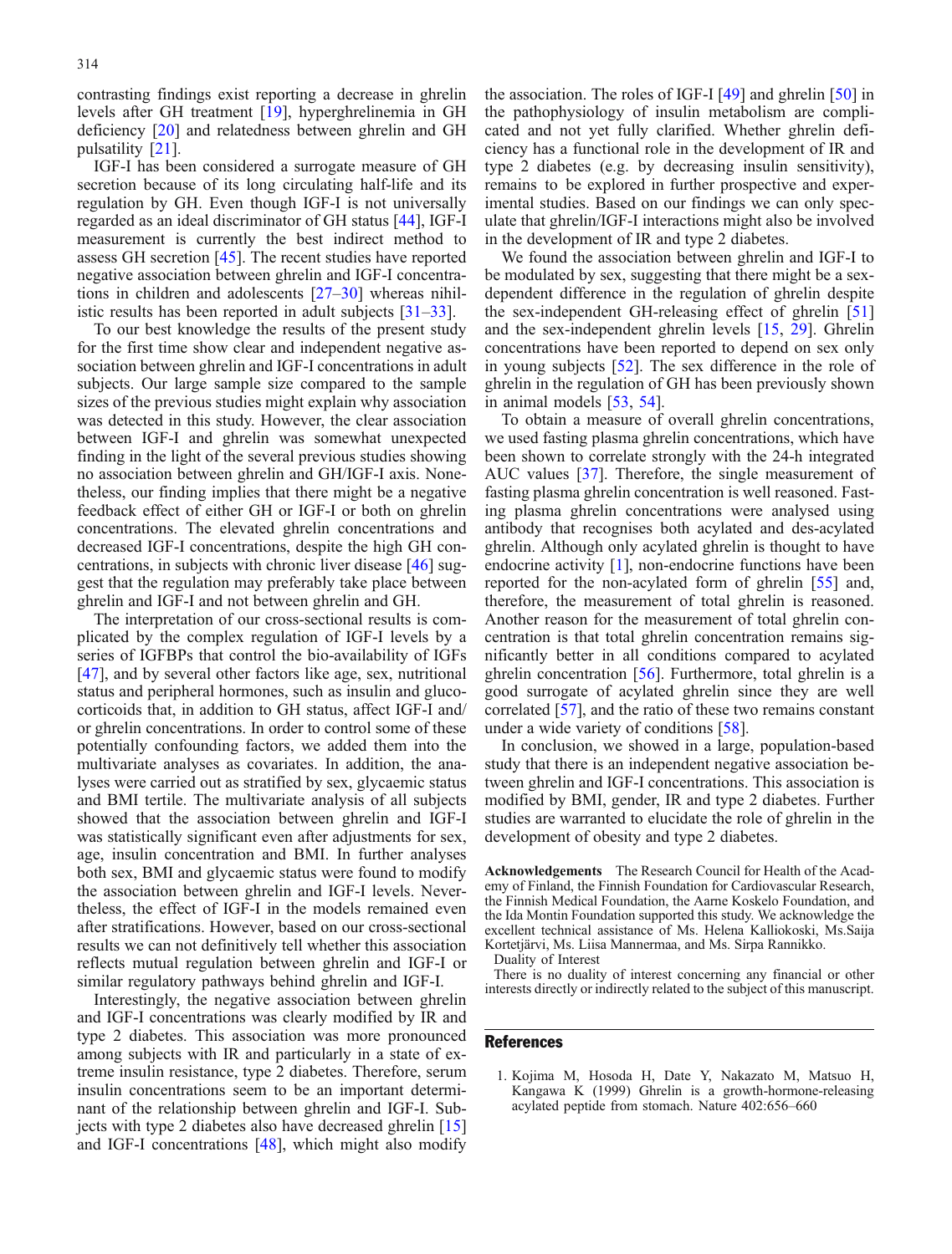contrasting findings exist reporting a decrease in ghrelin levels after GH treatment [19], hyperghrelinemia in GH deficiency [20] and relatedness between ghrelin and GH pulsatility [21].

IGF-I has been considered a surrogate measure of GH secretion because of its long circulating half-life and its regulation by GH. Even though IGF-I is not universally regarded as an ideal discriminator of GH status [44], IGF-I measurement is currently the best indirect method to assess GH secretion [45]. The recent studies have reported negative association between ghrelin and IGF-I concentrations in children and adolescents [27–30] whereas nihilistic results has been reported in adult subjects [31–33].

To our best knowledge the results of the present study for the first time show clear and independent negative association between ghrelin and IGF-I concentrations in adult subjects. Our large sample size compared to the sample sizes of the previous studies might explain why association was detected in this study. However, the clear association between IGF-I and ghrelin was somewhat unexpected finding in the light of the several previous studies showing no association between ghrelin and GH/IGF-I axis. Nonetheless, our finding implies that there might be a negative feedback effect of either GH or IGF-I or both on ghrelin concentrations. The elevated ghrelin concentrations and decreased IGF-I concentrations, despite the high GH concentrations, in subjects with chronic liver disease [46] suggest that the regulation may preferably take place between ghrelin and IGF-I and not between ghrelin and GH.

The interpretation of our cross-sectional results is complicated by the complex regulation of IGF-I levels by a series of IGFBPs that control the bio-availability of IGFs [47], and by several other factors like age, sex, nutritional status and peripheral hormones, such as insulin and glucocorticoids that, in addition to GH status, affect IGF-I and/or ghrelin concentrations. In order to control some of these potentially confounding factors, we added them into the multivariate analyses as covariates. In addition, the analyses were carried out as stratified by sex, glycaemic status and BMI tertile. The multivariate analysis of all subjects showed that the association between ghrelin and IGF-I was statistically significant even after adjustments for sex, age, insulin concentration and BMI. In further analyses both sex, BMI and glycaemic status were found to modify the association between ghrelin and IGF-I levels. Nevertheless, the effect of IGF-I in the models remained even after stratifications. However, based on our cross-sectional results we can not definitively tell whether this association reflects mutual regulation between ghrelin and IGF-I or similar regulatory pathways behind ghrelin and IGF-I.

Interestingly, the negative association between ghrelin and IGF-I concentrations was clearly modified by IR and type 2 diabetes. This association was more pronounced among subjects with IR and particularly in a state of extreme insulin resistance, type 2 diabetes. Therefore, serum insulin concentrations seem to be an important determinant of the relationship between ghrelin and IGF-I. Subjects with type 2 diabetes also have decreased ghrelin [15] and IGF-I concentrations [48], which might also modify the association. The roles of IGF-I [49] and ghrelin [50] in the pathophysiology of insulin metabolism are complicated and not yet fully clarified. Whether ghrelin deficiency has a functional role in the development of IR and type 2 diabetes (e.g. by decreasing insulin sensitivity), remains to be explored in further prospective and experimental studies. Based on our findings we can only speculate that ghrelin/IGF-I interactions might also be involved in the development of IR and type 2 diabetes.

We found the association between ghrelin and IGF-I to be modulated by sex, suggesting that there might be a sex-dependent difference in the regulation of ghrelin despite the sex-independent GH-releasing effect of ghrelin [51] and the sex-independent ghrelin levels [15, 29]. Ghrelin concentrations have been reported to depend on sex only in young subjects [52]. The sex difference in the role of ghrelin in the regulation of GH has been previously shown in animal models [53, 54].

To obtain a measure of overall ghrelin concentrations, we used fasting plasma ghrelin concentrations, which have been shown to correlate strongly with the 24-h integrated AUC values [37]. Therefore, the single measurement of fasting plasma ghrelin concentration is well reasoned. Fasting plasma ghrelin concentrations were analysed using antibody that recognises both acylated and des-acylated ghrelin. Although only acylated ghrelin is thought to have endocrine activity [1], non-endocrine functions have been reported for the non-acylated form of ghrelin [55] and, therefore, the measurement of total ghrelin is reasoned. Another reason for the measurement of total ghrelin concentration is that total ghrelin concentration remains significantly better in all conditions compared to acylated ghrelin concentration [56]. Furthermore, total ghrelin is a good surrogate of acylated ghrelin since they are well correlated [57], and the ratio of these two remains constant under a wide variety of conditions [58].

In conclusion, we showed in a large, population-based study that there is an independent negative association between ghrelin and IGF-I concentrations. This association is modified by BMI, gender, IR and type 2 diabetes. Further studies are warranted to elucidate the role of ghrelin in the development of obesity and type 2 diabetes.

**Acknowledgements** The Research Council for Health of the Academy of Finland, the Finnish Foundation for Cardiovascular Research, the Finnish Medical Foundation, the Aarne Koskelo Foundation, and the Ida Montin Foundation supported this study. We acknowledge the excellent technical assistance of Ms. Helena Kalliokoski, Ms.Saija Kortetjärvi, Ms. Liisa Mannermaa, and Ms. Sirpa Rannikko.

Duality of Interest

There is no duality of interest concerning any financial or other interests directly or indirectly related to the subject of this manuscript.

## References

1. Kojima M, Hosoda H, Date Y, Nakazato M, Matsuo H, Kangawa K (1999) Ghrelin is a growth-hormone-releasing acylated peptide from stomach. Nature 402:656–660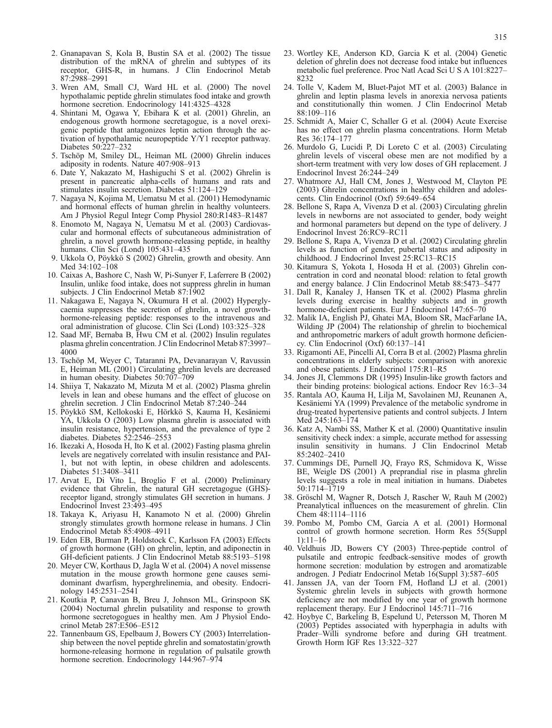2. Gnanapavan S, Kola B, Bustin SA et al. (2002) The tissue distribution of the mRNA of ghrelin and subtypes of its receptor, GHS-R, in humans. J Clin Endocrinol Metab 87:2988–2991
3. Wren AM, Small CJ, Ward HL et al. (2000) The novel hypothalamic peptide ghrelin stimulates food intake and growth hormone secretion. Endocrinology 141:4325–4328
4. Shintani M, Ogawa Y, Ebihara K et al. (2001) Ghrelin, an endogenous growth hormone secretagogue, is a novel orexigenic peptide that antagonizes leptin action through the activation of hypothalamic neuropeptide Y/Y1 receptor pathway. Diabetes 50:227–232
5. Tschöp M, Smiley DL, Heiman ML (2000) Ghrelin induces adiposity in rodents. Nature 407:908–913
6. Date Y, Nakazato M, Hashiguchi S et al. (2002) Ghrelin is present in pancreatic alpha-cells of humans and rats and stimulates insulin secretion. Diabetes 51:124–129
7. Nagaya N, Kojima M, Uematsu M et al. (2001) Hemodynamic and hormonal effects of human ghrelin in healthy volunteers. Am J Physiol Regul Integr Comp Physiol 280:R1483–R1487
8. Enomoto M, Nagaya N, Uematsu M et al. (2003) Cardiovascular and hormonal effects of subcutaneous administration of ghrelin, a novel growth hormone-releasing peptide, in healthy humans. Clin Sci (Lond) 105:431–435
9. Ukkola O, Pöykkö S (2002) Ghrelin, growth and obesity. Ann Med 34:102–108
10. Caixas A, Bashore C, Nash W, Pi-Sunyer F, Laferrere B (2002) Insulin, unlike food intake, does not suppress ghrelin in human subjects. J Clin Endocrinol Metab 87:1902
11. Nakagawa E, Nagaya N, Okumura H et al. (2002) Hyperglycaemia suppresses the secretion of ghrelin, a novel growth-hormone-releasing peptide: responses to the intravenous and oral administration of glucose. Clin Sci (Lond) 103:325–328
12. Saad MF, Bernaba B, Hwu CM et al. (2002) Insulin regulates plasma ghrelin concentration. J Clin Endocrinol Metab 87:3997–4000
13. Tschöp M, Weyer C, Tataranni PA, Devanarayan V, Ravussin E, Heiman ML (2001) Circulating ghrelin levels are decreased in human obesity. Diabetes 50:707–709
14. Shiiya T, Nakazato M, Mizuta M et al. (2002) Plasma ghrelin levels in lean and obese humans and the effect of glucose on ghrelin secretion. J Clin Endocrinol Metab 87:240–244
15. Pöykkö SM, Kellokoski E, Hörkkö S, Kauma H, Kesäniemi YA, Ukkola O (2003) Low plasma ghrelin is associated with insulin resistance, hypertension, and the prevalence of type 2 diabetes. Diabetes 52:2546–2553
16. Ikezaki A, Hosoda H, Ito K et al. (2002) Fasting plasma ghrelin levels are negatively correlated with insulin resistance and PAI-1, but not with leptin, in obese children and adolescents. Diabetes 51:3408–3411
17. Arvat E, Di Vito L, Broglio F et al. (2000) Preliminary evidence that Ghrelin, the natural GH secretagogue (GHS)-receptor ligand, strongly stimulates GH secretion in humans. J Endocrinol Invest 23:493–495
18. Takaya K, Ariyasu H, Kanamoto N et al. (2000) Ghrelin strongly stimulates growth hormone release in humans. J Clin Endocrinol Metab 85:4908–4911
19. Eden EB, Burman P, Holdstock C, Karlsson FA (2003) Effects of growth hormone (GH) on ghrelin, leptin, and adiponectin in GH-deficient patients. J Clin Endocrinol Metab 88:5193–5198
20. Meyer CW, Korthaus D, Jagla W et al. (2004) A novel missense mutation in the mouse growth hormone gene causes semidominant dwarfism, hyperghrelinemia, and obesity. Endocrinology 145:2531–2541
21. Koutkia P, Canavan B, Breu J, Johnson ML, Grinspoon SK (2004) Nocturnal ghrelin pulsatility and response to growth hormone secretogogues in healthy men. Am J Physiol Endocrinol Metab 287:E506–E512
22. Tannenbaum GS, Epelbaum J, Bowers CY (2003) Interrelationship between the novel peptide ghrelin and somatostatin/growth hormone-releasing hormone in regulation of pulsatile growth hormone secretion. Endocrinology 144:967–974
23. Wortley KE, Anderson KD, Garcia K et al. (2004) Genetic deletion of ghrelin does not decrease food intake but influences metabolic fuel preference. Proc Natl Acad Sci U S A 101:8227–8232
24. Tolle V, Kadem M, Bluet-Pajot MT et al. (2003) Balance in ghrelin and leptin plasma levels in anorexia nervosa patients and constitutionally thin women. J Clin Endocrinol Metab 88:109–116
25. Schmidt A, Maier C, Schaller G et al. (2004) Acute Exercise has no effect on ghrelin plasma concentrations. Horm Metab Res 36:174–177
26. Murdolo G, Lucidi P, Di Loreto C et al. (2003) Circulating ghrelin levels of visceral obese men are not modified by a short-term treatment with very low doses of GH replacement. J Endocrinol Invest 26:244–249
27. Whatmore AJ, Hall CM, Jones J, Westwood M, Clayton PE (2003) Ghrelin concentrations in healthy children and adolescents. Clin Endocrinol (Oxf) 59:649–654
28. Bellone S, Rapa A, Vivenza D et al. (2003) Circulating ghrelin levels in newborns are not associated to gender, body weight and hormonal parameters but depend on the type of delivery. J Endocrinol Invest 26:RC9–RC11
29. Bellone S, Rapa A, Vivenza D et al. (2002) Circulating ghrelin levels as function of gender, pubertal status and adiposity in childhood. J Endocrinol Invest 25:RC13–RC15
30. Kitamura S, Yokota I, Hosoda H et al. (2003) Ghrelin concentration in cord and neonatal blood: relation to fetal growth and energy balance. J Clin Endocrinol Metab 88:5473–5477
31. Dall R, Kanaley J, Hansen TK et al. (2002) Plasma ghrelin levels during exercise in healthy subjects and in growth hormone-deficient patients. Eur J Endocrinol 147:65–70
32. Malik IA, English PJ, Ghatei MA, Bloom SR, MacFarlane IA, Wilding JP (2004) The relationship of ghrelin to biochemical and anthropometric markers of adult growth hormone deficiency. Clin Endocrinol (Oxf) 60:137–141
33. Rigamonti AE, Pincelli AI, Corra B et al. (2002) Plasma ghrelin concentrations in elderly subjects: comparison with anorexic and obese patients. J Endocrinol 175:R1–R5
34. Jones JI, Clemmons DR (1995) Insulin-like growth factors and their binding proteins: biological actions. Endocr Rev 16:3–34
35. Rantala AO, Kauma H, Lilja M, Savolainen MJ, Reunanen A, Kesäniemi YA (1999) Prevalence of the metabolic syndrome in drug-treated hypertensive patients and control subjects. J Intern Med 245:163–174
36. Katz A, Nambi SS, Mather K et al. (2000) Quantitative insulin sensitivity check index: a simple, accurate method for assessing insulin sensitivity in humans. J Clin Endocrinol Metab 85:2402–2410
37. Cummings DE, Purnell JQ, Frayo RS, Schmidova K, Wisse BE, Weigle DS (2001) A preprandial rise in plasma ghrelin levels suggests a role in meal initiation in humans. Diabetes 50:1714–1719
38. Gröschl M, Wagner R, Dotsch J, Rascher W, Rauh M (2002) Preanalytical influences on the measurement of ghrelin. Clin Chem 48:1114–1116
39. Pombo M, Pombo CM, Garcia A et al. (2001) Hormonal control of growth hormone secretion. Horm Res 55(Suppl 1):11–16
40. Veldhuis JD, Bowers CY (2003) Three-peptide control of pulsatile and entropic feedback-sensitive modes of growth hormone secretion: modulation by estrogen and aromatizable androgen. J Pediatr Endocrinol Metab 16(Suppl 3):587–605
41. Janssen JA, van der Toorn FM, Hofland LJ et al. (2001) Systemic ghrelin levels in subjects with growth hormone deficiency are not modified by one year of growth hormone replacement therapy. Eur J Endocrinol 145:711–716
42. Hoybye C, Barkeling B, Espelund U, Petersson M, Thoren M (2003) Peptides associated with hyperphagia in adults with Prader–Willi syndrome before and during GH treatment. Growth Horm IGF Res 13:322–327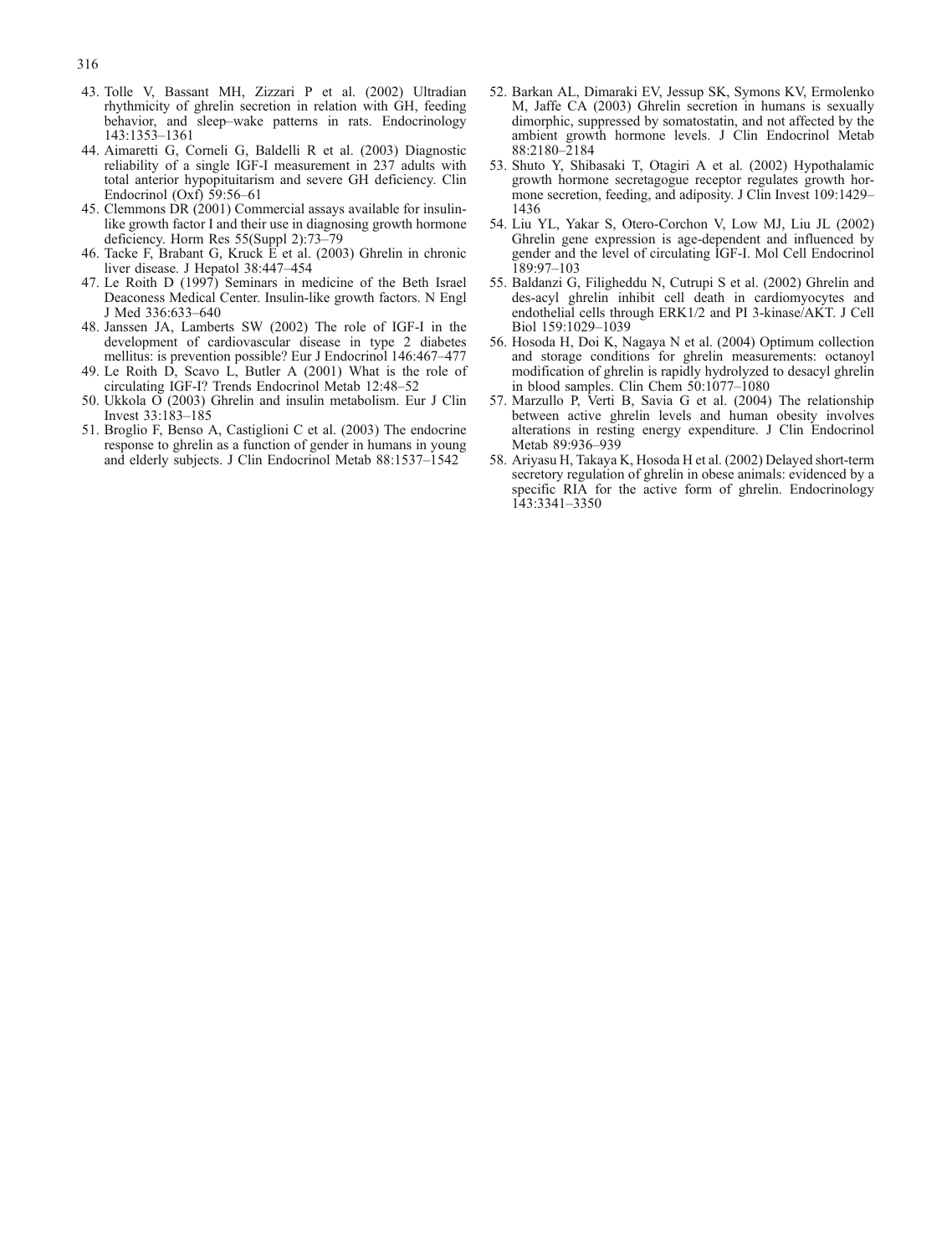43. Tolle V, Bassant MH, Zizzari P et al. (2002) Ultradian rhythmicity of ghrelin secretion in relation with GH, feeding behavior, and sleep–wake patterns in rats. Endocrinology 143:1353–1361
44. Aimaretti G, Corneli G, Baldelli R et al. (2003) Diagnostic reliability of a single IGF-I measurement in 237 adults with total anterior hypopituitarism and severe GH deficiency. Clin Endocrinol (Oxf) 59:56–61
45. Clemmons DR (2001) Commercial assays available for insulin-like growth factor I and their use in diagnosing growth hormone deficiency. Horm Res 55(Suppl 2):73–79
46. Tacke F, Brabant G, Kruck E et al. (2003) Ghrelin in chronic liver disease. J Hepatol 38:447–454
47. Le Roith D (1997) Seminars in medicine of the Beth Israel Deaconess Medical Center. Insulin-like growth factors. N Engl J Med 336:633–640
48. Janssen JA, Lamberts SW (2002) The role of IGF-I in the development of cardiovascular disease in type 2 diabetes mellitus: is prevention possible? Eur J Endocrinol 146:467–477
49. Le Roith D, Scavo L, Butler A (2001) What is the role of circulating IGF-I? Trends Endocrinol Metab 12:48–52
50. Ukkola O (2003) Ghrelin and insulin metabolism. Eur J Clin Invest 33:183–185
51. Broglio F, Benso A, Castiglioni C et al. (2003) The endocrine response to ghrelin as a function of gender in humans in young and elderly subjects. J Clin Endocrinol Metab 88:1537–1542
52. Barkan AL, Dimaraki EV, Jessup SK, Symons KV, Ermolenko M, Jaffe CA (2003) Ghrelin secretion in humans is sexually dimorphic, suppressed by somatostatin, and not affected by the ambient growth hormone levels. J Clin Endocrinol Metab 88:2180–2184
53. Shuto Y, Shibasaki T, Otagiri A et al. (2002) Hypothalamic growth hormone secretagogue receptor regulates growth hormone secretion, feeding, and adiposity. J Clin Invest 109:1429–1436
54. Liu YL, Yakar S, Otero-Corchon V, Low MJ, Liu JL (2002) Ghrelin gene expression is age-dependent and influenced by gender and the level of circulating IGF-I. Mol Cell Endocrinol 189:97–103
55. Baldanzi G, Filigheddu N, Cutrupi S et al. (2002) Ghrelin and des-acyl ghrelin inhibit cell death in cardiomyocytes and endothelial cells through ERK1/2 and PI 3-kinase/AKT. J Cell Biol 159:1029–1039
56. Hosoda H, Doi K, Nagaya N et al. (2004) Optimum collection and storage conditions for ghrelin measurements: octanoyl modification of ghrelin is rapidly hydrolyzed to desacyl ghrelin in blood samples. Clin Chem 50:1077–1080
57. Marzullo P, Verti B, Savia G et al. (2004) The relationship between active ghrelin levels and human obesity involves alterations in resting energy expenditure. J Clin Endocrinol Metab 89:936–939
58. Ariyasu H, Takaya K, Hosoda H et al. (2002) Delayed short-term secretory regulation of ghrelin in obese animals: evidenced by a specific RIA for the active form of ghrelin. Endocrinology 143:3341–3350